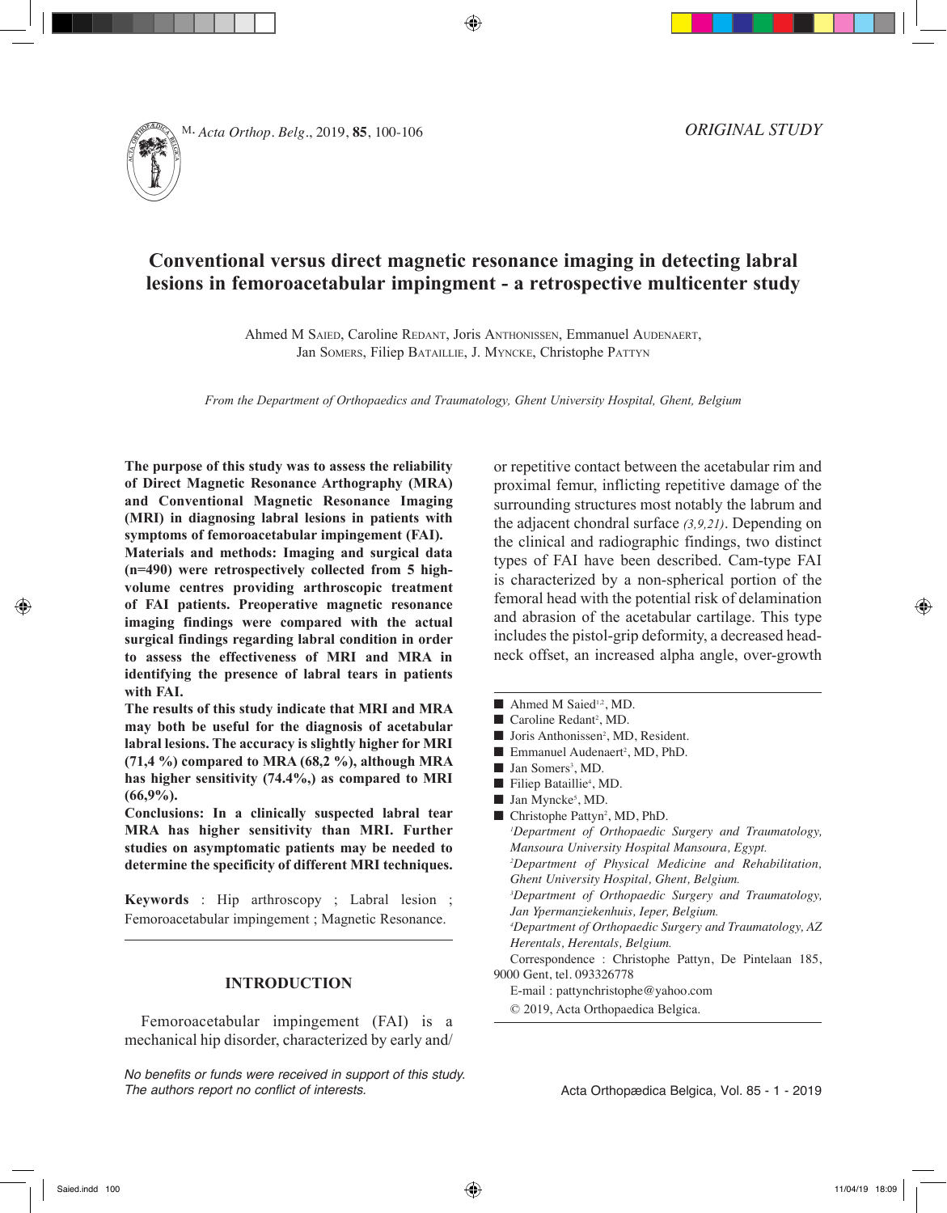ORIGINAL STUDY

# Conventional versus direct magnetic resonance imaging in detecting labral lesions in femoroacetabular impingment - a retrospective multicenter study

Ahmed M Saied, Caroline Redant, Joris Anthonissen, Emmanuel Audenaert, Jan Somers, Filiep Bataillie, J. Myncke, Christophe Pattyn

*From the Department of Orthopaedics and Traumatology, Ghent University Hospital, Ghent, Belgium*

**The purpose of this study was to assess the reliability of Direct Magnetic Resonance Arthography (MRA) and Conventional Magnetic Resonance Imaging (MRI) in diagnosing labral lesions in patients with symptoms of femoroacetabular impingement (FAI).**

**Materials and methods: Imaging and surgical data (n=490) were retrospectively collected from 5 high-volume centres providing arthroscopic treatment of FAI patients. Preoperative magnetic resonance imaging findings were compared with the actual surgical findings regarding labral condition in order to assess the effectiveness of MRI and MRA in identifying the presence of labral tears in patients with FAI.**

**The results of this study indicate that MRI and MRA may both be useful for the diagnosis of acetabular labral lesions. The accuracy is slightly higher for MRI (71,4 %) compared to MRA (68,2 %), although MRA has higher sensitivity (74.4%,) as compared to MRI (66,9%).**

**Conclusions: In a clinically suspected labral tear MRA has higher sensitivity than MRI. Further studies on asymptomatic patients may be needed to determine the specificity of different MRI techniques.**

**Keywords** : Hip arthroscopy ; Labral lesion ; Femoroacetabular impingement ; Magnetic Resonance.

## INTRODUCTION

Femoroacetabular impingement (FAI) is a mechanical hip disorder, characterized by early and/or repetitive contact between the acetabular rim and proximal femur, inflicting repetitive damage of the surrounding structures most notably the labrum and the adjacent chondral surface *(3,9,21)*. Depending on the clinical and radiographic findings, two distinct types of FAI have been described. Cam-type FAI is characterized by a non-spherical portion of the femoral head with the potential risk of delamination and abrasion of the acetabular cartilage. This type includes the pistol-grip deformity, a decreased head-neck offset, an increased alpha angle, over-growth

- Ahmed M Saied[1,2], MD.
- Caroline Redant[2], MD.
- Joris Anthonissen[2], MD, Resident.
- Emmanuel Audenaert[2], MD, PhD.
- Jan Somers[3], MD.
- Filiep Bataillie[4], MD.
- Jan Myncke[5], MD.
- Christophe Pattyn[2], MD, PhD.

*[1]Department of Orthopaedic Surgery and Traumatology, Mansoura University Hospital Mansoura, Egypt.*
*[2]Department of Physical Medicine and Rehabilitation, Ghent University Hospital, Ghent, Belgium.*
*[3]Department of Orthopaedic Surgery and Traumatology, Jan Ypermanziekenhuis, Ieper, Belgium.*
*[4]Department of Orthopaedic Surgery and Traumatology, AZ Herentals, Herentals, Belgium.*

Correspondence : Christophe Pattyn, De Pintelaan 185, 9000 Gent, tel. 093326778

E-mail : pattynchristophe@yahoo.com

© 2019, Acta Orthopaedica Belgica.

*No benefits or funds were received in support of this study. The authors report no conflict of interests.*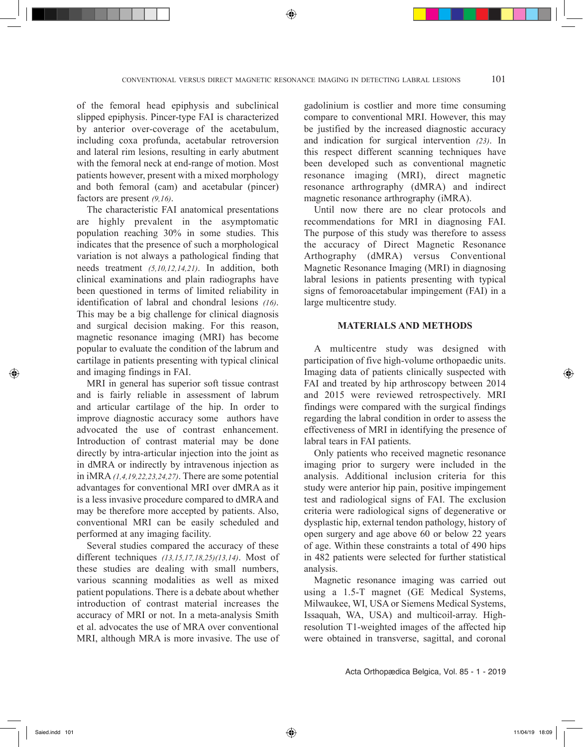of the femoral head epiphysis and subclinical slipped epiphysis. Pincer-type FAI is characterized by anterior over-coverage of the acetabulum, including coxa profunda, acetabular retroversion and lateral rim lesions, resulting in early abutment with the femoral neck at end-range of motion. Most patients however, present with a mixed morphology and both femoral (cam) and acetabular (pincer) factors are present *(9,16)*.

The characteristic FAI anatomical presentations are highly prevalent in the asymptomatic population reaching 30% in some studies. This indicates that the presence of such a morphological variation is not always a pathological finding that needs treatment *(5,10,12,14,21)*. In addition, both clinical examinations and plain radiographs have been questioned in terms of limited reliability in identification of labral and chondral lesions *(16)*. This may be a big challenge for clinical diagnosis and surgical decision making. For this reason, magnetic resonance imaging (MRI) has become popular to evaluate the condition of the labrum and cartilage in patients presenting with typical clinical and imaging findings in FAI.

MRI in general has superior soft tissue contrast and is fairly reliable in assessment of labrum and articular cartilage of the hip. In order to improve diagnostic accuracy some authors have advocated the use of contrast enhancement. Introduction of contrast material may be done directly by intra-articular injection into the joint as in dMRA or indirectly by intravenous injection as in iMRA *(1,4,19,22,23,24,27)*. There are some potential advantages for conventional MRI over dMRA as it is a less invasive procedure compared to dMRA and may be therefore more accepted by patients. Also, conventional MRI can be easily scheduled and performed at any imaging facility.

Several studies compared the accuracy of these different techniques *(13,15,17,18,25)(13,14)*. Most of these studies are dealing with small numbers, various scanning modalities as well as mixed patient populations. There is a debate about whether introduction of contrast material increases the accuracy of MRI or not. In a meta-analysis Smith et al. advocates the use of MRA over conventional MRI, although MRA is more invasive. The use of gadolinium is costlier and more time consuming compare to conventional MRI. However, this may be justified by the increased diagnostic accuracy and indication for surgical intervention *(23)*. In this respect different scanning techniques have been developed such as conventional magnetic resonance imaging (MRI), direct magnetic resonance arthrography (dMRA) and indirect magnetic resonance arthrography (iMRA).

Until now there are no clear protocols and recommendations for MRI in diagnosing FAI. The purpose of this study was therefore to assess the accuracy of Direct Magnetic Resonance Arthography (dMRA) versus Conventional Magnetic Resonance Imaging (MRI) in diagnosing labral lesions in patients presenting with typical signs of femoroacetabular impingement (FAI) in a large multicentre study.

## MATERIALS AND METHODS

A multicentre study was designed with participation of five high-volume orthopaedic units. Imaging data of patients clinically suspected with FAI and treated by hip arthroscopy between 2014 and 2015 were reviewed retrospectively. MRI findings were compared with the surgical findings regarding the labral condition in order to assess the effectiveness of MRI in identifying the presence of labral tears in FAI patients.

Only patients who received magnetic resonance imaging prior to surgery were included in the analysis. Additional inclusion criteria for this study were anterior hip pain, positive impingement test and radiological signs of FAI. The exclusion criteria were radiological signs of degenerative or dysplastic hip, external tendon pathology, history of open surgery and age above 60 or below 22 years of age. Within these constraints a total of 490 hips in 482 patients were selected for further statistical analysis.

Magnetic resonance imaging was carried out using a 1.5-T magnet (GE Medical Systems, Milwaukee, WI, USA or Siemens Medical Systems, Issaquah, WA, USA) and multicoil-array. High-resolution T1-weighted images of the affected hip were obtained in transverse, sagittal, and coronal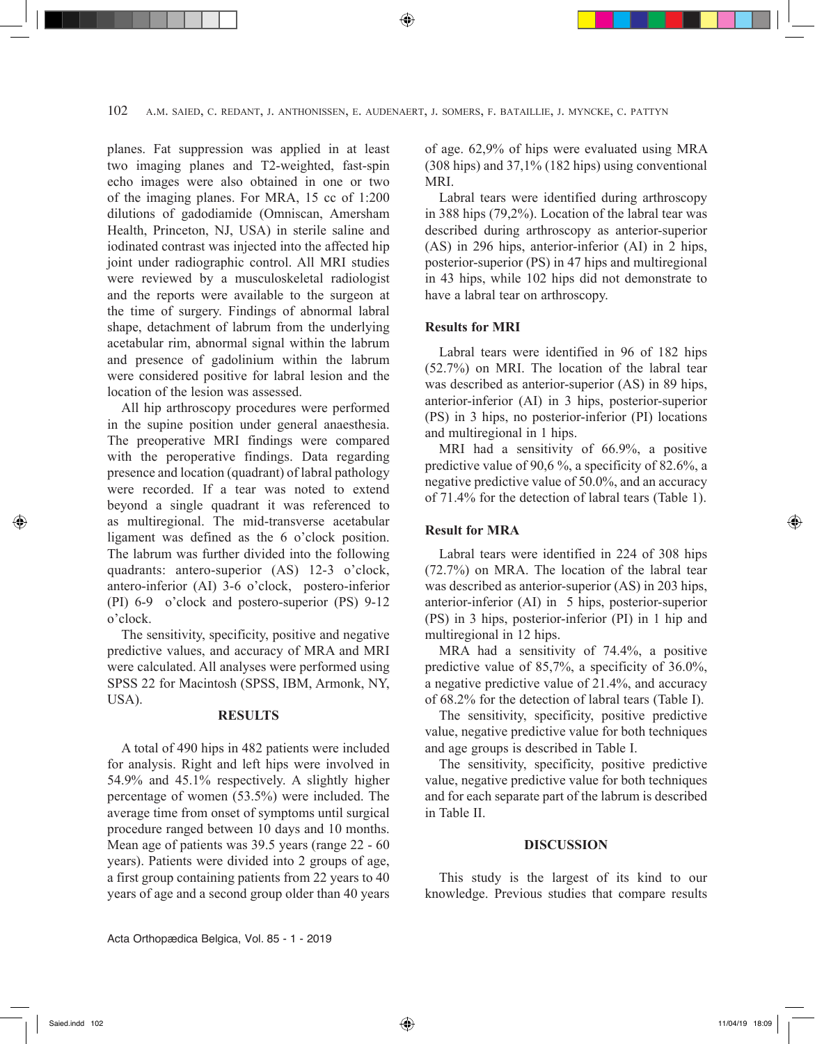planes. Fat suppression was applied in at least two imaging planes and T2-weighted, fast-spin echo images were also obtained in one or two of the imaging planes. For MRA, 15 cc of 1:200 dilutions of gadodiamide (Omniscan, Amersham Health, Princeton, NJ, USA) in sterile saline and iodinated contrast was injected into the affected hip joint under radiographic control. All MRI studies were reviewed by a musculoskeletal radiologist and the reports were available to the surgeon at the time of surgery. Findings of abnormal labral shape, detachment of labrum from the underlying acetabular rim, abnormal signal within the labrum and presence of gadolinium within the labrum were considered positive for labral lesion and the location of the lesion was assessed.

All hip arthroscopy procedures were performed in the supine position under general anaesthesia. The preoperative MRI findings were compared with the peroperative findings. Data regarding presence and location (quadrant) of labral pathology were recorded. If a tear was noted to extend beyond a single quadrant it was referenced to as multiregional. The mid-transverse acetabular ligament was defined as the 6 o'clock position. The labrum was further divided into the following quadrants: antero-superior (AS) 12-3 o'clock, antero-inferior (AI) 3-6 o'clock, postero-inferior (PI) 6-9 o'clock and postero-superior (PS) 9-12 o'clock.

The sensitivity, specificity, positive and negative predictive values, and accuracy of MRA and MRI were calculated. All analyses were performed using SPSS 22 for Macintosh (SPSS, IBM, Armonk, NY, USA).

## RESULTS

A total of 490 hips in 482 patients were included for analysis. Right and left hips were involved in 54.9% and 45.1% respectively. A slightly higher percentage of women (53.5%) were included. The average time from onset of symptoms until surgical procedure ranged between 10 days and 10 months. Mean age of patients was 39.5 years (range 22 - 60 years). Patients were divided into 2 groups of age, a first group containing patients from 22 years to 40 years of age and a second group older than 40 years of age. 62,9% of hips were evaluated using MRA (308 hips) and 37,1% (182 hips) using conventional MRI.

Labral tears were identified during arthroscopy in 388 hips (79,2%). Location of the labral tear was described during arthroscopy as anterior-superior (AS) in 296 hips, anterior-inferior (AI) in 2 hips, posterior-superior (PS) in 47 hips and multiregional in 43 hips, while 102 hips did not demonstrate to have a labral tear on arthroscopy.

### Results for MRI

Labral tears were identified in 96 of 182 hips (52.7%) on MRI. The location of the labral tear was described as anterior-superior (AS) in 89 hips, anterior-inferior (AI) in 3 hips, posterior-superior (PS) in 3 hips, no posterior-inferior (PI) locations and multiregional in 1 hips.

MRI had a sensitivity of 66.9%, a positive predictive value of 90,6 %, a specificity of 82.6%, a negative predictive value of 50.0%, and an accuracy of 71.4% for the detection of labral tears (Table 1).

### Result for MRA

Labral tears were identified in 224 of 308 hips (72.7%) on MRA. The location of the labral tear was described as anterior-superior (AS) in 203 hips, anterior-inferior (AI) in 5 hips, posterior-superior (PS) in 3 hips, posterior-inferior (PI) in 1 hip and multiregional in 12 hips.

MRA had a sensitivity of 74.4%, a positive predictive value of 85,7%, a specificity of 36.0%, a negative predictive value of 21.4%, and accuracy of 68.2% for the detection of labral tears (Table I).

The sensitivity, specificity, positive predictive value, negative predictive value for both techniques and age groups is described in Table I.

The sensitivity, specificity, positive predictive value, negative predictive value for both techniques and for each separate part of the labrum is described in Table II.

## DISCUSSION

This study is the largest of its kind to our knowledge. Previous studies that compare results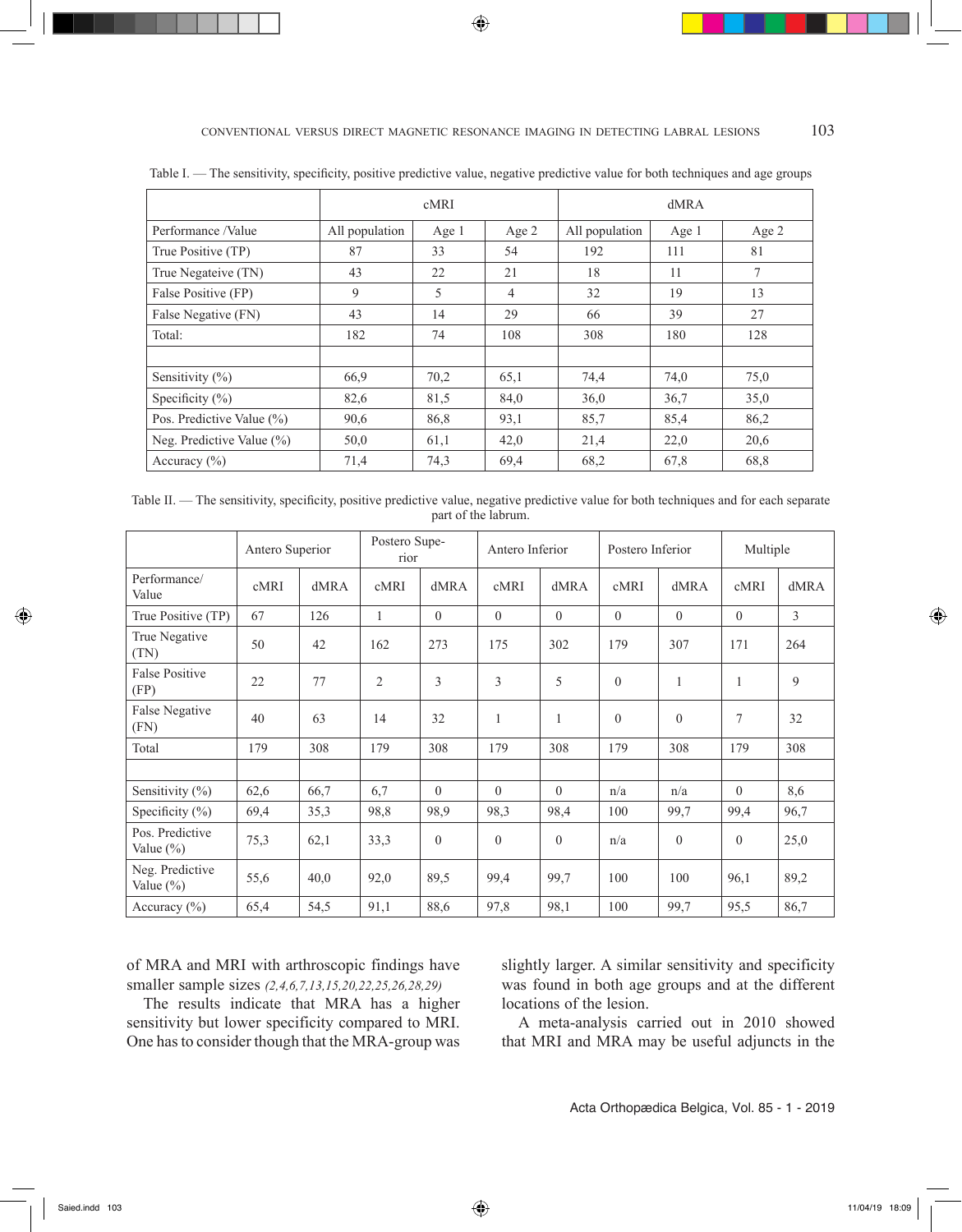Table I. — The sensitivity, specificity, positive predictive value, negative predictive value for both techniques and age groups

| | cMRI | | | dMRA | | |
|---|---|---|---|---|---|---|
| Performance /Value | All population | Age 1 | Age 2 | All population | Age 1 | Age 2 |
| True Positive (TP) | 87 | 33 | 54 | 192 | 111 | 81 |
| True Negateive (TN) | 43 | 22 | 21 | 18 | 11 | 7 |
| False Positive (FP) | 9 | 5 | 4 | 32 | 19 | 13 |
| False Negative (FN) | 43 | 14 | 29 | 66 | 39 | 27 |
| Total: | 182 | 74 | 108 | 308 | 180 | 128 |
| | | | | | | |
| Sensitivity (%) | 66,9 | 70,2 | 65,1 | 74,4 | 74,0 | 75,0 |
| Specificity (%) | 82,6 | 81,5 | 84,0 | 36,0 | 36,7 | 35,0 |
| Pos. Predictive Value (%) | 90,6 | 86,8 | 93,1 | 85,7 | 85,4 | 86,2 |
| Neg. Predictive Value (%) | 50,0 | 61,1 | 42,0 | 21,4 | 22,0 | 20,6 |
| Accuracy (%) | 71,4 | 74,3 | 69,4 | 68,2 | 67,8 | 68,8 |

Table II. — The sensitivity, specificity, positive predictive value, negative predictive value for both techniques and for each separate part of the labrum.

| | Antero Superior | | Postero Superior | | Antero Inferior | | Postero Inferior | | Multiple | |
|---|---|---|---|---|---|---|---|---|---|---|
| Performance/ Value | cMRI | dMRA | cMRI | dMRA | cMRI | dMRA | cMRI | dMRA | cMRI | dMRA |
| True Positive (TP) | 67 | 126 | 1 | 0 | 0 | 0 | 0 | 0 | 0 | 3 |
| True Negative (TN) | 50 | 42 | 162 | 273 | 175 | 302 | 179 | 307 | 171 | 264 |
| False Positive (FP) | 22 | 77 | 2 | 3 | 3 | 5 | 0 | 1 | 1 | 9 |
| False Negative (FN) | 40 | 63 | 14 | 32 | 1 | 1 | 0 | 0 | 7 | 32 |
| Total | 179 | 308 | 179 | 308 | 179 | 308 | 179 | 308 | 179 | 308 |
| | | | | | | | | | | |
| Sensitivity (%) | 62,6 | 66,7 | 6,7 | 0 | 0 | 0 | n/a | n/a | 0 | 8,6 |
| Specificity (%) | 69,4 | 35,3 | 98,8 | 98,9 | 98,3 | 98,4 | 100 | 99,7 | 99,4 | 96,7 |
| Pos. Predictive Value (%) | 75,3 | 62,1 | 33,3 | 0 | 0 | 0 | n/a | 0 | 0 | 25,0 |
| Neg. Predictive Value (%) | 55,6 | 40,0 | 92,0 | 89,5 | 99,4 | 99,7 | 100 | 100 | 96,1 | 89,2 |
| Accuracy (%) | 65,4 | 54,5 | 91,1 | 88,6 | 97,8 | 98,1 | 100 | 99,7 | 95,5 | 86,7 |

of MRA and MRI with arthroscopic findings have smaller sample sizes *(2,4,6,7,13,15,20,22,25,26,28,29)*

The results indicate that MRA has a higher sensitivity but lower specificity compared to MRI. One has to consider though that the MRA-group was slightly larger. A similar sensitivity and specificity was found in both age groups and at the different locations of the lesion.

A meta-analysis carried out in 2010 showed that MRI and MRA may be useful adjuncts in the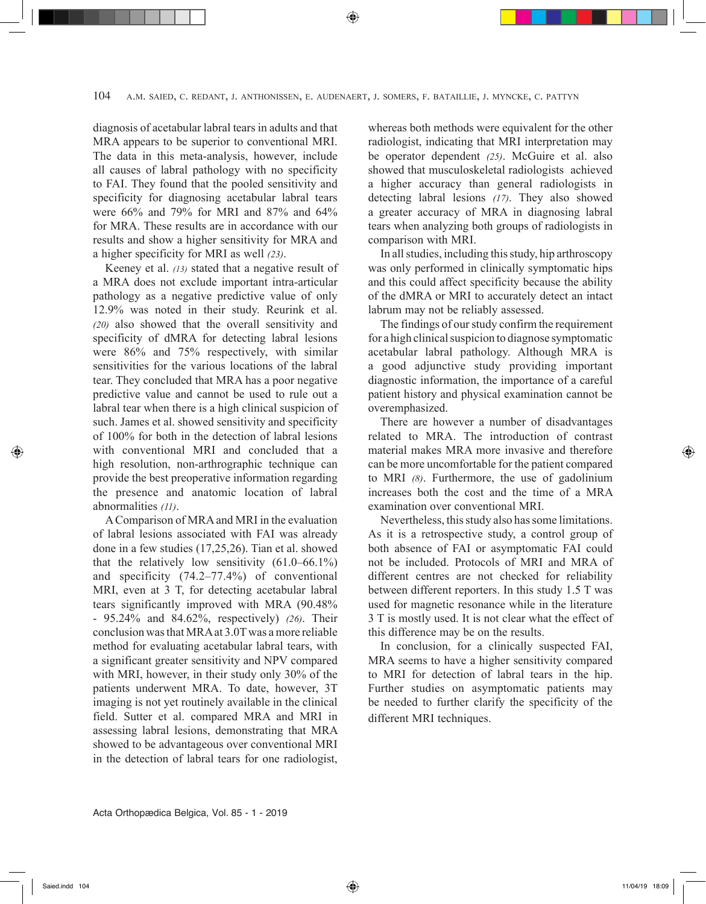diagnosis of acetabular labral tears in adults and that MRA appears to be superior to conventional MRI. The data in this meta-analysis, however, include all causes of labral pathology with no specificity to FAI. They found that the pooled sensitivity and specificity for diagnosing acetabular labral tears were 66% and 79% for MRI and 87% and 64% for MRA. These results are in accordance with our results and show a higher sensitivity for MRA and a higher specificity for MRI as well *(23)*.

Keeney et al. *(13)* stated that a negative result of a MRA does not exclude important intra-articular pathology as a negative predictive value of only 12.9% was noted in their study. Reurink et al. *(20)* also showed that the overall sensitivity and specificity of dMRA for detecting labral lesions were 86% and 75% respectively, with similar sensitivities for the various locations of the labral tear. They concluded that MRA has a poor negative predictive value and cannot be used to rule out a labral tear when there is a high clinical suspicion of such. James et al. showed sensitivity and specificity of 100% for both in the detection of labral lesions with conventional MRI and concluded that a high resolution, non-arthrographic technique can provide the best preoperative information regarding the presence and anatomic location of labral abnormalities *(11)*.

A Comparison of MRA and MRI in the evaluation of labral lesions associated with FAI was already done in a few studies (17,25,26). Tian et al. showed that the relatively low sensitivity (61.0–66.1%) and specificity (74.2–77.4%) of conventional MRI, even at 3 T, for detecting acetabular labral tears significantly improved with MRA (90.48% - 95.24% and 84.62%, respectively) *(26)*. Their conclusion was that MRA at 3.0T was a more reliable method for evaluating acetabular labral tears, with a significant greater sensitivity and NPV compared with MRI, however, in their study only 30% of the patients underwent MRA. To date, however, 3T imaging is not yet routinely available in the clinical field. Sutter et al. compared MRA and MRI in assessing labral lesions, demonstrating that MRA showed to be advantageous over conventional MRI in the detection of labral tears for one radiologist, whereas both methods were equivalent for the other radiologist, indicating that MRI interpretation may be operator dependent *(25)*. McGuire et al. also showed that musculoskeletal radiologists achieved a higher accuracy than general radiologists in detecting labral lesions *(17)*. They also showed a greater accuracy of MRA in diagnosing labral tears when analyzing both groups of radiologists in comparison with MRI.

In all studies, including this study, hip arthroscopy was only performed in clinically symptomatic hips and this could affect specificity because the ability of the dMRA or MRI to accurately detect an intact labrum may not be reliably assessed.

The findings of our study confirm the requirement for a high clinical suspicion to diagnose symptomatic acetabular labral pathology. Although MRA is a good adjunctive study providing important diagnostic information, the importance of a careful patient history and physical examination cannot be overemphasized.

There are however a number of disadvantages related to MRA. The introduction of contrast material makes MRA more invasive and therefore can be more uncomfortable for the patient compared to MRI *(8)*. Furthermore, the use of gadolinium increases both the cost and the time of a MRA examination over conventional MRI.

Nevertheless, this study also has some limitations. As it is a retrospective study, a control group of both absence of FAI or asymptomatic FAI could not be included. Protocols of MRI and MRA of different centres are not checked for reliability between different reporters. In this study 1.5 T was used for magnetic resonance while in the literature 3 T is mostly used. It is not clear what the effect of this difference may be on the results.

In conclusion, for a clinically suspected FAI, MRA seems to have a higher sensitivity compared to MRI for detection of labral tears in the hip. Further studies on asymptomatic patients may be needed to further clarify the specificity of the different MRI techniques.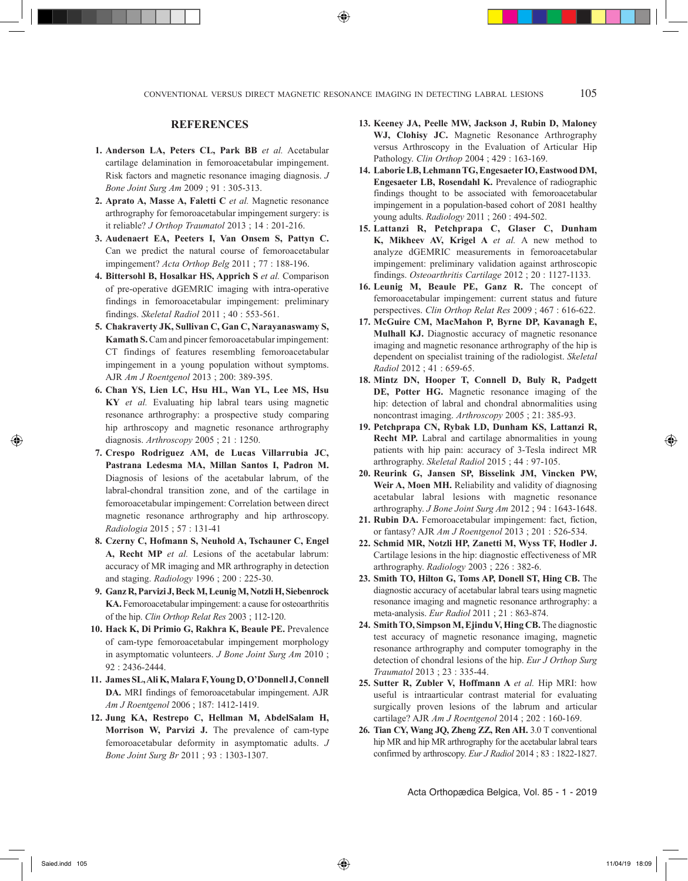## REFERENCES

1. **Anderson LA, Peters CL, Park BB** *et al.* Acetabular cartilage delamination in femoroacetabular impingement. Risk factors and magnetic resonance imaging diagnosis. *J Bone Joint Surg Am* 2009 ; 91 : 305-313.
2. **Aprato A, Masse A, Faletti C** *et al.* Magnetic resonance arthrography for femoroacetabular impingement surgery: is it reliable? *J Orthop Traumatol* 2013 ; 14 : 201-216.
3. **Audenaert EA, Peeters I, Van Onsem S, Pattyn C.** Can we predict the natural course of femoroacetabular impingement? *Acta Orthop Belg* 2011 ; 77 : 188-196.
4. **Bittersohl B, Hosalkar HS, Apprich S** *et al.* Comparison of pre-operative dGEMRIC imaging with intra-operative findings in femoroacetabular impingement: preliminary findings. *Skeletal Radiol* 2011 ; 40 : 553-561.
5. **Chakraverty JK, Sullivan C, Gan C, Narayanaswamy S, Kamath S.** Cam and pincer femoroacetabular impingement: CT findings of features resembling femoroacetabular impingement in a young population without symptoms. AJR *Am J Roentgenol* 2013 ; 200: 389-395.
6. **Chan YS, Lien LC, Hsu HL, Wan YL, Lee MS, Hsu KY** *et al.* Evaluating hip labral tears using magnetic resonance arthrography: a prospective study comparing hip arthroscopy and magnetic resonance arthrography diagnosis. *Arthroscopy* 2005 ; 21 : 1250.
7. **Crespo Rodriguez AM, de Lucas Villarrubia JC, Pastrana Ledesma MA, Millan Santos I, Padron M.** Diagnosis of lesions of the acetabular labrum, of the labral-chondral transition zone, and of the cartilage in femoroacetabular impingement: Correlation between direct magnetic resonance arthrography and hip arthroscopy. *Radiologia* 2015 ; 57 : 131-41
8. **Czerny C, Hofmann S, Neuhold A, Tschauner C, Engel A, Recht MP** *et al.* Lesions of the acetabular labrum: accuracy of MR imaging and MR arthrography in detection and staging. *Radiology* 1996 ; 200 : 225-30.
9. **Ganz R, Parvizi J, Beck M, Leunig M, Notzli H, Siebenrock KA.** Femoroacetabular impingement: a cause for osteoarthritis of the hip. *Clin Orthop Relat Res* 2003 ; 112-120.
10. **Hack K, Di Primio G, Rakhra K, Beaule PE.** Prevalence of cam-type femoroacetabular impingement morphology in asymptomatic volunteers. *J Bone Joint Surg Am* 2010 ; 92 : 2436-2444.
11. **James SL, Ali K, Malara F, Young D, O'Donnell J, Connell DA.** MRI findings of femoroacetabular impingement. AJR *Am J Roentgenol* 2006 ; 187: 1412-1419.
12. **Jung KA, Restrepo C, Hellman M, AbdelSalam H, Morrison W, Parvizi J.** The prevalence of cam-type femoroacetabular deformity in asymptomatic adults. *J Bone Joint Surg Br* 2011 ; 93 : 1303-1307.
13. **Keeney JA, Peelle MW, Jackson J, Rubin D, Maloney WJ, Clohisy JC.** Magnetic Resonance Arthrography versus Arthroscopy in the Evaluation of Articular Hip Pathology. *Clin Orthop* 2004 ; 429 : 163-169.
14. **Laborie LB, Lehmann TG, Engesaeter IO, Eastwood DM, Engesaeter LB, Rosendahl K.** Prevalence of radiographic findings thought to be associated with femoroacetabular impingement in a population-based cohort of 2081 healthy young adults. *Radiology* 2011 ; 260 : 494-502.
15. **Lattanzi R, Petchprapa C, Glaser C, Dunham K, Mikheev AV, Krigel A** *et al.* A new method to analyze dGEMRIC measurements in femoroacetabular impingement: preliminary validation against arthroscopic findings. *Osteoarthritis Cartilage* 2012 ; 20 : 1127-1133.
16. **Leunig M, Beaule PE, Ganz R.** The concept of femoroacetabular impingement: current status and future perspectives. *Clin Orthop Relat Res* 2009 ; 467 : 616-622.
17. **McGuire CM, MacMahon P, Byrne DP, Kavanagh E, Mulhall KJ.** Diagnostic accuracy of magnetic resonance imaging and magnetic resonance arthrography of the hip is dependent on specialist training of the radiologist. *Skeletal Radiol* 2012 ; 41 : 659-65.
18. **Mintz DN, Hooper T, Connell D, Buly R, Padgett DE, Potter HG.** Magnetic resonance imaging of the hip: detection of labral and chondral abnormalities using noncontrast imaging. *Arthroscopy* 2005 ; 21: 385-93.
19. **Petchprapa CN, Rybak LD, Dunham KS, Lattanzi R, Recht MP.** Labral and cartilage abnormalities in young patients with hip pain: accuracy of 3-Tesla indirect MR arthrography. *Skeletal Radiol* 2015 ; 44 : 97-105.
20. **Reurink G, Jansen SP, Bisselink JM, Vincken PW, Weir A, Moen MH.** Reliability and validity of diagnosing acetabular labral lesions with magnetic resonance arthrography. *J Bone Joint Surg Am* 2012 ; 94 : 1643-1648.
21. **Rubin DA.** Femoroacetabular impingement: fact, fiction, or fantasy? AJR *Am J Roentgenol* 2013 ; 201 : 526-534.
22. **Schmid MR, Notzli HP, Zanetti M, Wyss TF, Hodler J.** Cartilage lesions in the hip: diagnostic effectiveness of MR arthrography. *Radiology* 2003 ; 226 : 382-6.
23. **Smith TO, Hilton G, Toms AP, Donell ST, Hing CB.** The diagnostic accuracy of acetabular labral tears using magnetic resonance imaging and magnetic resonance arthrography: a meta-analysis. *Eur Radiol* 2011 ; 21 : 863-874.
24. **Smith TO, Simpson M, Ejindu V, Hing CB.** The diagnostic test accuracy of magnetic resonance imaging, magnetic resonance arthrography and computer tomography in the detection of chondral lesions of the hip. *Eur J Orthop Surg Traumatol* 2013 ; 23 : 335-44.
25. **Sutter R, Zubler V, Hoffmann A** *et al.* Hip MRI: how useful is intraarticular contrast material for evaluating surgically proven lesions of the labrum and articular cartilage? AJR *Am J Roentgenol* 2014 ; 202 : 160-169.
26. **Tian CY, Wang JQ, Zheng ZZ, Ren AH.** 3.0 T conventional hip MR and hip MR arthrography for the acetabular labral tears confirmed by arthroscopy. *Eur J Radiol* 2014 ; 83 : 1822-1827.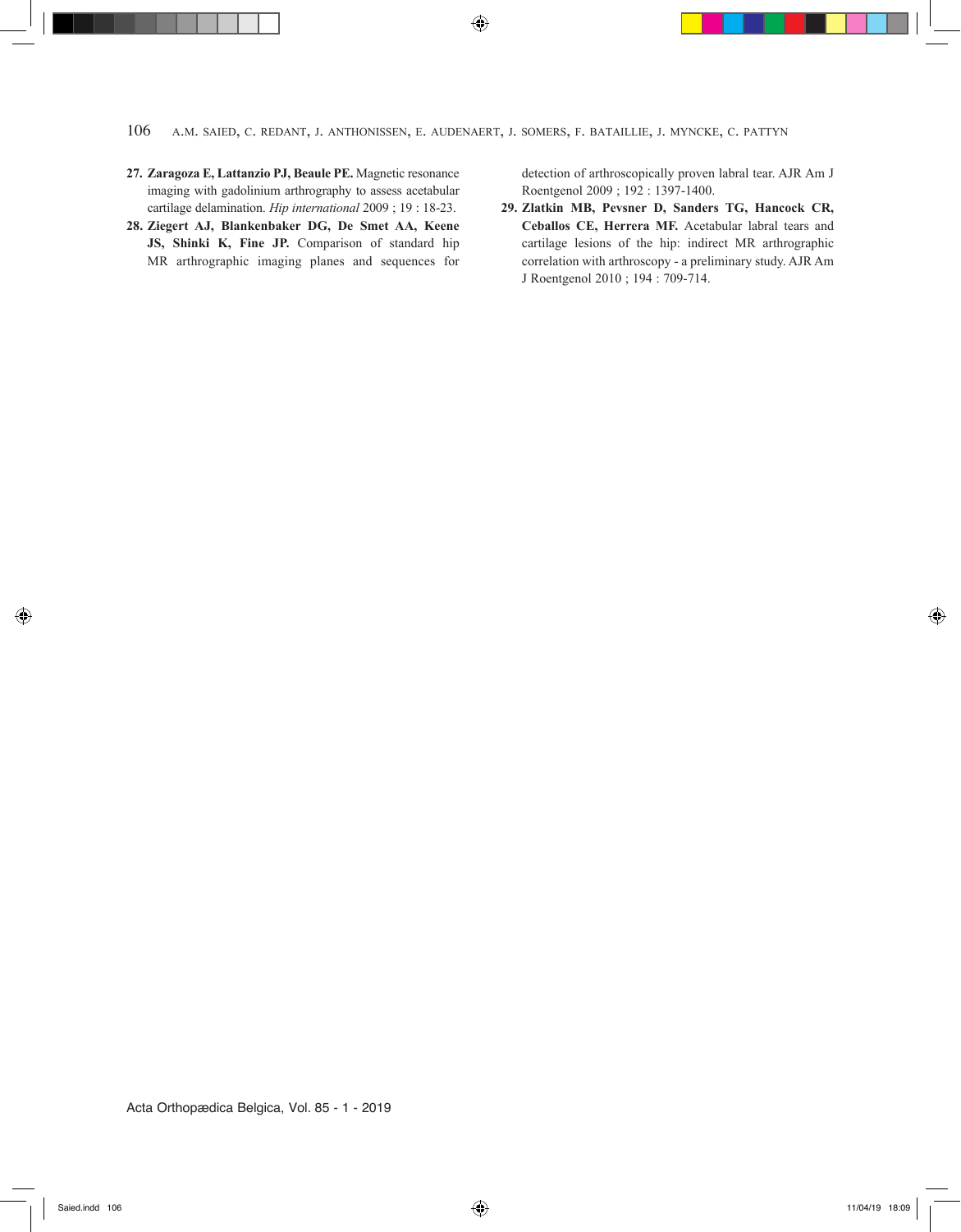27. **Zaragoza E, Lattanzio PJ, Beaule PE.** Magnetic resonance imaging with gadolinium arthrography to assess acetabular cartilage delamination. *Hip international* 2009 ; 19 : 18-23.
28. **Ziegert AJ, Blankenbaker DG, De Smet AA, Keene JS, Shinki K, Fine JP.** Comparison of standard hip MR arthrographic imaging planes and sequences for detection of arthroscopically proven labral tear. AJR Am J Roentgenol 2009 ; 192 : 1397-1400.
29. **Zlatkin MB, Pevsner D, Sanders TG, Hancock CR, Ceballos CE, Herrera MF.** Acetabular labral tears and cartilage lesions of the hip: indirect MR arthrographic correlation with arthroscopy - a preliminary study. AJR Am J Roentgenol 2010 ; 194 : 709-714.